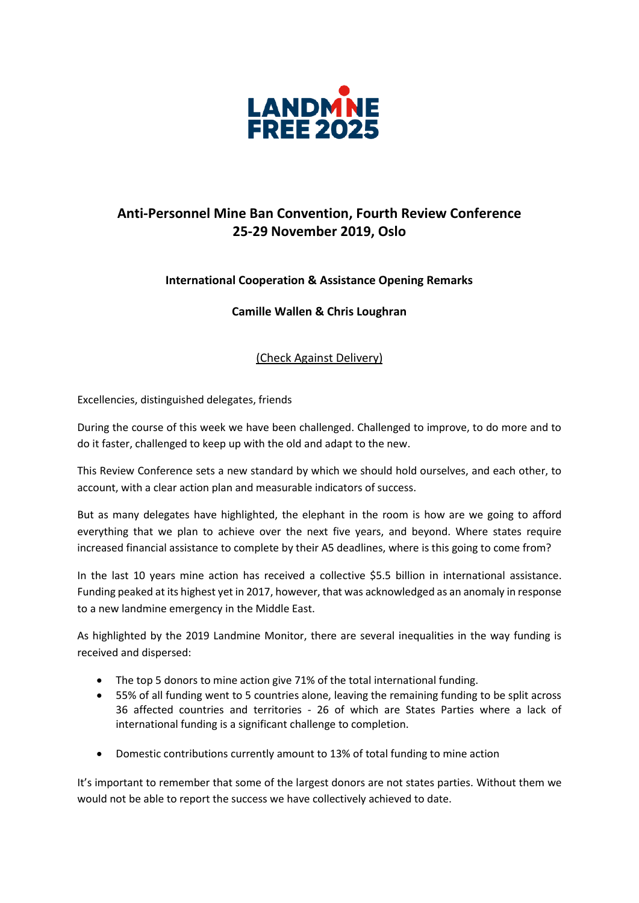LANDMINE FREE 2025

## Anti-Personnel Mine Ban Convention, Fourth Review Conference
## 25-29 November 2019, Oslo

### International Cooperation & Assistance Opening Remarks

### Camille Wallen & Chris Loughran

(Check Against Delivery)

Excellencies, distinguished delegates, friends

During the course of this week we have been challenged. Challenged to improve, to do more and to do it faster, challenged to keep up with the old and adapt to the new.

This Review Conference sets a new standard by which we should hold ourselves, and each other, to account, with a clear action plan and measurable indicators of success.

But as many delegates have highlighted, the elephant in the room is how are we going to afford everything that we plan to achieve over the next five years, and beyond. Where states require increased financial assistance to complete by their A5 deadlines, where is this going to come from?

In the last 10 years mine action has received a collective $5.5 billion in international assistance. Funding peaked at its highest yet in 2017, however, that was acknowledged as an anomaly in response to a new landmine emergency in the Middle East.

As highlighted by the 2019 Landmine Monitor, there are several inequalities in the way funding is received and dispersed:

- The top 5 donors to mine action give 71% of the total international funding.
- 55% of all funding went to 5 countries alone, leaving the remaining funding to be split across 36 affected countries and territories - 26 of which are States Parties where a lack of international funding is a significant challenge to completion.
- Domestic contributions currently amount to 13% of total funding to mine action

It's important to remember that some of the largest donors are not states parties. Without them we would not be able to report the success we have collectively achieved to date.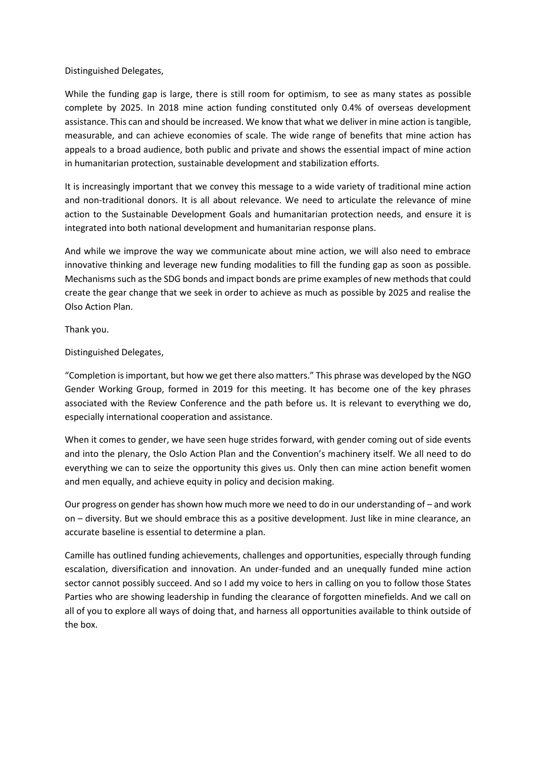Distinguished Delegates,

While the funding gap is large, there is still room for optimism, to see as many states as possible complete by 2025. In 2018 mine action funding constituted only 0.4% of overseas development assistance. This can and should be increased. We know that what we deliver in mine action is tangible, measurable, and can achieve economies of scale. The wide range of benefits that mine action has appeals to a broad audience, both public and private and shows the essential impact of mine action in humanitarian protection, sustainable development and stabilization efforts.

It is increasingly important that we convey this message to a wide variety of traditional mine action and non-traditional donors. It is all about relevance. We need to articulate the relevance of mine action to the Sustainable Development Goals and humanitarian protection needs, and ensure it is integrated into both national development and humanitarian response plans.

And while we improve the way we communicate about mine action, we will also need to embrace innovative thinking and leverage new funding modalities to fill the funding gap as soon as possible. Mechanisms such as the SDG bonds and impact bonds are prime examples of new methods that could create the gear change that we seek in order to achieve as much as possible by 2025 and realise the Olso Action Plan.

Thank you.

Distinguished Delegates,

"Completion is important, but how we get there also matters." This phrase was developed by the NGO Gender Working Group, formed in 2019 for this meeting. It has become one of the key phrases associated with the Review Conference and the path before us. It is relevant to everything we do, especially international cooperation and assistance.

When it comes to gender, we have seen huge strides forward, with gender coming out of side events and into the plenary, the Oslo Action Plan and the Convention's machinery itself. We all need to do everything we can to seize the opportunity this gives us. Only then can mine action benefit women and men equally, and achieve equity in policy and decision making.

Our progress on gender has shown how much more we need to do in our understanding of – and work on – diversity. But we should embrace this as a positive development. Just like in mine clearance, an accurate baseline is essential to determine a plan.

Camille has outlined funding achievements, challenges and opportunities, especially through funding escalation, diversification and innovation. An under-funded and an unequally funded mine action sector cannot possibly succeed. And so I add my voice to hers in calling on you to follow those States Parties who are showing leadership in funding the clearance of forgotten minefields. And we call on all of you to explore all ways of doing that, and harness all opportunities available to think outside of the box.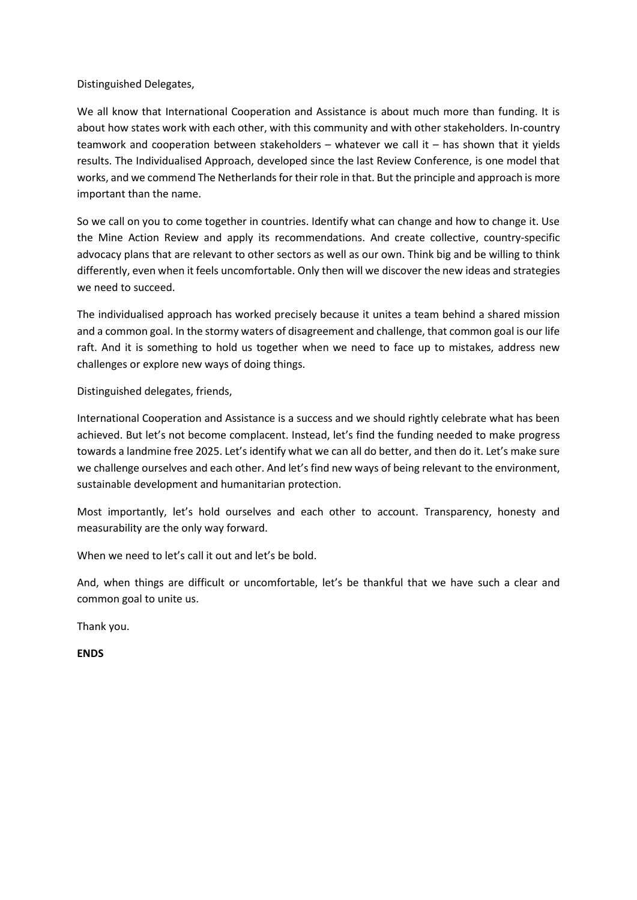Distinguished Delegates,

We all know that International Cooperation and Assistance is about much more than funding. It is about how states work with each other, with this community and with other stakeholders. In-country teamwork and cooperation between stakeholders – whatever we call it – has shown that it yields results. The Individualised Approach, developed since the last Review Conference, is one model that works, and we commend The Netherlands for their role in that. But the principle and approach is more important than the name.

So we call on you to come together in countries. Identify what can change and how to change it. Use the Mine Action Review and apply its recommendations. And create collective, country-specific advocacy plans that are relevant to other sectors as well as our own. Think big and be willing to think differently, even when it feels uncomfortable. Only then will we discover the new ideas and strategies we need to succeed.

The individualised approach has worked precisely because it unites a team behind a shared mission and a common goal. In the stormy waters of disagreement and challenge, that common goal is our life raft. And it is something to hold us together when we need to face up to mistakes, address new challenges or explore new ways of doing things.

Distinguished delegates, friends,

International Cooperation and Assistance is a success and we should rightly celebrate what has been achieved. But let's not become complacent. Instead, let's find the funding needed to make progress towards a landmine free 2025. Let's identify what we can all do better, and then do it. Let's make sure we challenge ourselves and each other. And let's find new ways of being relevant to the environment, sustainable development and humanitarian protection.

Most importantly, let's hold ourselves and each other to account. Transparency, honesty and measurability are the only way forward.

When we need to let's call it out and let's be bold.

And, when things are difficult or uncomfortable, let's be thankful that we have such a clear and common goal to unite us.

Thank you.

**ENDS**